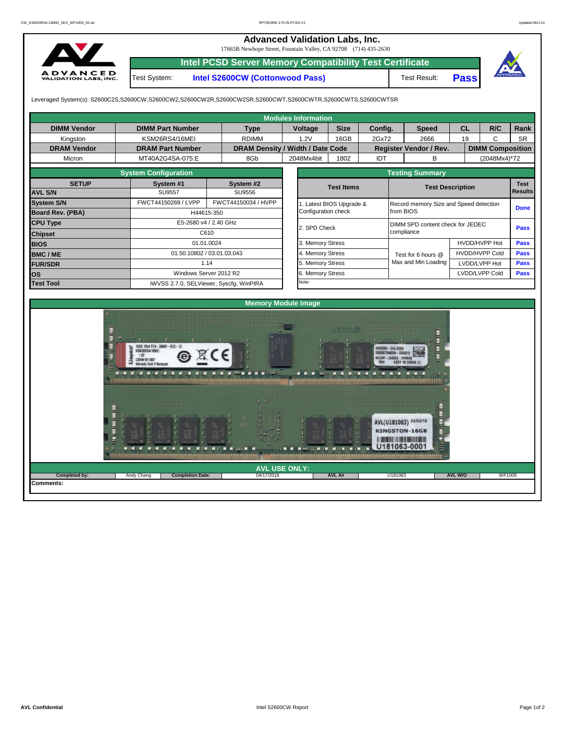# Advanced Validation Labs, Inc.

17665B Newhope Street, Fountain Valley, CA 92708 (714) 435-2630

## Intel PCSD Server Memory Compatibility Test Certificate

Test System: **Intel S2600CW (Cottonwood Pass)** Test Result: **Pass**

Leveraged System(s): S2600C2S,S2600CW,S2600CW2,S2600CW2R,S2600CW2SR,S2600CWT,S2600CWTR,S2600CWTS,S2600CWTSR

### Modules Information

| DIMM Vendor | DIMM Part Number | Type | Voltage | Size | Config. | Speed | CL | R/C | Rank |
|---|---|---|---|---|---|---|---|---|---|
| Kingston | KSM26RS4/16MEI | RDIMM | 1.2V | 16GB | 2Gx72 | 2666 | 19 | C | SR |
| **DRAM Vendor** | **DRAM Part Number** | **DRAM Density / Width / Date Code** | | | **Register Vendor / Rev.** | | **DIMM Composition** | | |
| Micron | MT40A2G4SA-075:E | 8Gb | 2048Mx4bit | 1802 | IDT | B | (2048Mx4)*72 | | |

### System Configuration

| SETUP | System #1 | System #2 |
|---|---|---|
| AVL S/N | SU9557 | SU9556 |
| System S/N | FWCT44150269 / LVPP | FWCT44150034 / HVPP |
| Board Rev. (PBA) | H44615-350 | |
| CPU Type | E5-2680 v4 / 2.40 GHz | |
| Chipset | C610 | |
| BIOS | 01.01.0024 | |
| BMC / ME | 01.50.10802 / 03.01.03.043 | |
| FUR/SDR | 1.14 | |
| OS | Windows Server 2012 R2 | |
| Test Tool | iWVSS 2.7.0, SELViewer, Syscfg, WinPIRA | |

### Testing Summary

| Test Items | Test Description | | Test Results |
|---|---|---|---|
| 1. Latest BIOS Upgrade & Configuration check | Record memory Size and Speed detection from BIOS | | Done |
| 2. SPD Check | DIMM SPD content check for JEDEC compliance | | Pass |
| 3. Memory Stress | Test for 6 hours @ Max and Min Loading | HVDD/HVPP Hot | Pass |
| 4. Memory Stress | | HVDD/HVPP Cold | Pass |
| 5. Memory Stress | | LVDD/LVPP Hot | Pass |
| 6. Memory Stress | | LVDD/LVPP Cold | Pass |
| Note: | | | |

### Memory Module Image

### AVL USE ONLY:

| Completed by: | Andy Chang | Completion Date: | 04/17/2018 | AVL A#: | U181063 | AVL W/O | WF1009 |
|---|---|---|---|---|---|---|---|

**Comments:**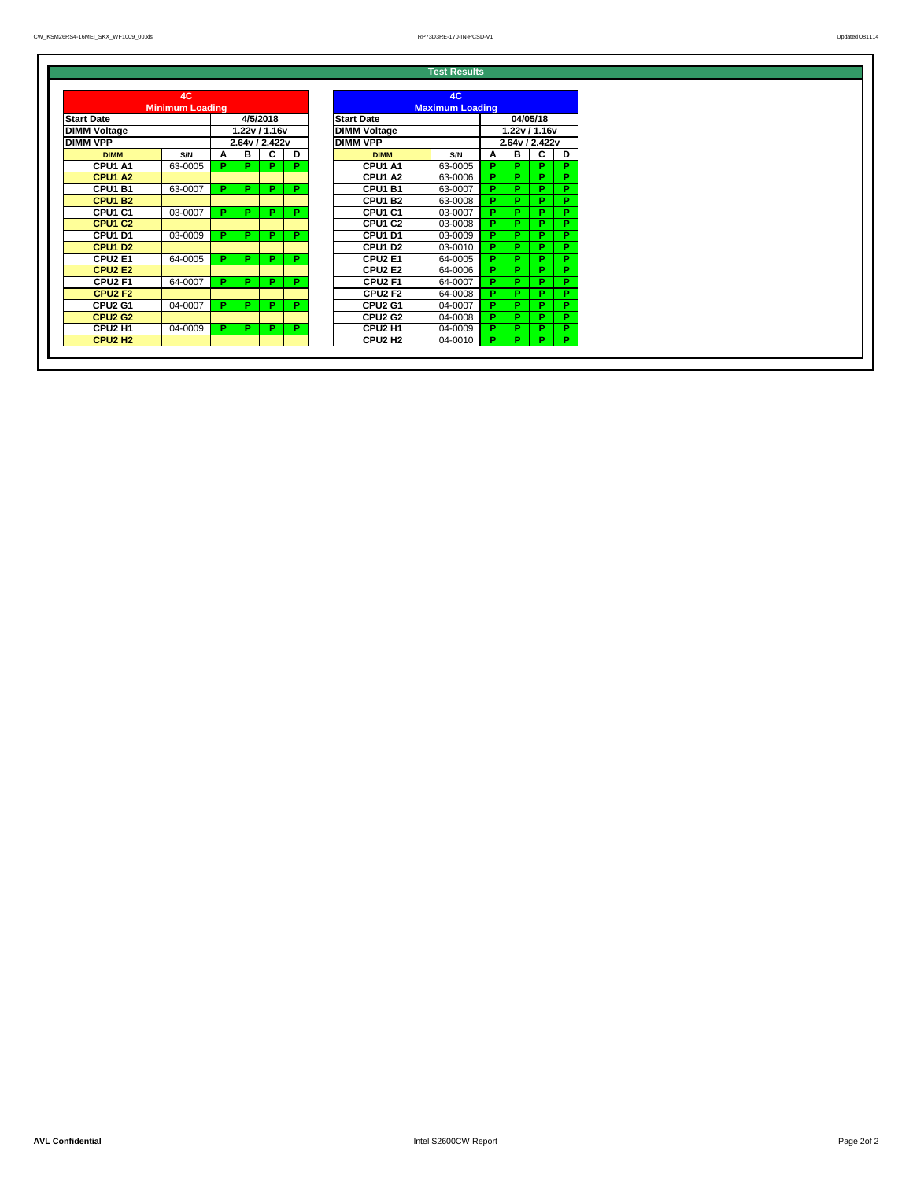## Test Results

| 4C Minimum Loading | | | | | |
|---|---|---|---|---|---|
| **Start Date** | | 4/5/2018 | | | |
| **DIMM Voltage** | | 1.22v / 1.16v | | | |
| **DIMM VPP** | | 2.64v / 2.422v | | | |
| **DIMM** | **S/N** | **A** | **B** | **C** | **D** |
| CPU1 A1 | 63-0005 | P | P | P | P |
| CPU1 A2 | | | | | |
| CPU1 B1 | 63-0007 | P | P | P | P |
| CPU1 B2 | | | | | |
| CPU1 C1 | 03-0007 | P | P | P | P |
| CPU1 C2 | | | | | |
| CPU1 D1 | 03-0009 | P | P | P | P |
| CPU1 D2 | | | | | |
| CPU2 E1 | 64-0005 | P | P | P | P |
| CPU2 E2 | | | | | |
| CPU2 F1 | 64-0007 | P | P | P | P |
| CPU2 F2 | | | | | |
| CPU2 G1 | 04-0007 | P | P | P | P |
| CPU2 G2 | | | | | |
| CPU2 H1 | 04-0009 | P | P | P | P |
| CPU2 H2 | | | | | |

| 4C Maximum Loading | | | | | |
|---|---|---|---|---|---|
| **Start Date** | | 04/05/18 | | | |
| **DIMM Voltage** | | 1.22v / 1.16v | | | |
| **DIMM VPP** | | 2.64v / 2.422v | | | |
| **DIMM** | **S/N** | **A** | **B** | **C** | **D** |
| CPU1 A1 | 63-0005 | P | P | P | P |
| CPU1 A2 | 63-0006 | P | P | P | P |
| CPU1 B1 | 63-0007 | P | P | P | P |
| CPU1 B2 | 63-0008 | P | P | P | P |
| CPU1 C1 | 03-0007 | P | P | P | P |
| CPU1 C2 | 03-0008 | P | P | P | P |
| CPU1 D1 | 03-0009 | P | P | P | P |
| CPU1 D2 | 03-0010 | P | P | P | P |
| CPU2 E1 | 64-0005 | P | P | P | P |
| CPU2 E2 | 64-0006 | P | P | P | P |
| CPU2 F1 | 64-0007 | P | P | P | P |
| CPU2 F2 | 64-0008 | P | P | P | P |
| CPU2 G1 | 04-0007 | P | P | P | P |
| CPU2 G2 | 04-0008 | P | P | P | P |
| CPU2 H1 | 04-0009 | P | P | P | P |
| CPU2 H2 | 04-0010 | P | P | P | P |